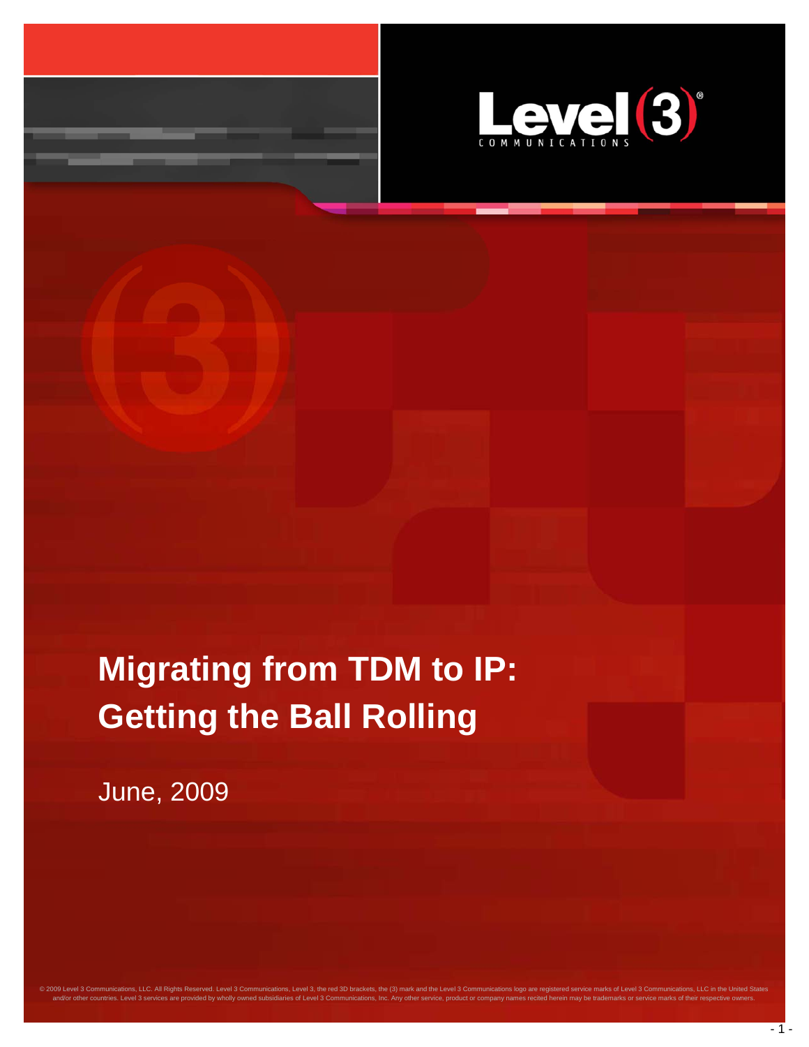# Migrating from TDM to IP: Getting the Ball Rolling

June, 2009

© 2009 Level 3 Communications, LLC. All Rights Reserved. Level 3 Communications, Level 3, the red 3D brackets, the (3) mark and the Level 3 Communications logo are registered service marks of Level 3 Communications, LLC in the United States and/or other countries. Level 3 services are provided by wholly owned subsidiaries of Level 3 Communications, Inc. Any other service, product or company names recited herein may be trademarks or service marks of their respective owners.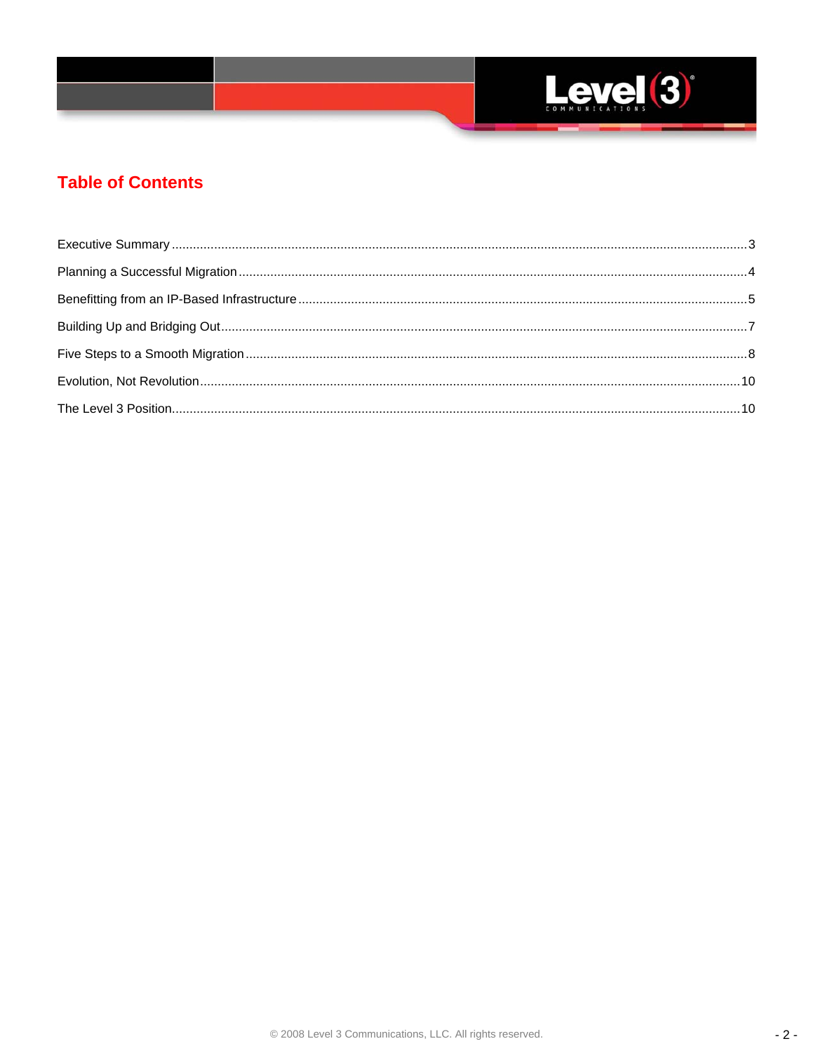## Table of Contents

Executive Summary ..... 3

Planning a Successful Migration ..... 4

Benefitting from an IP-Based Infrastructure ..... 5

Building Up and Bridging Out ..... 7

Five Steps to a Smooth Migration ..... 8

Evolution, Not Revolution ..... 10

The Level 3 Position ..... 10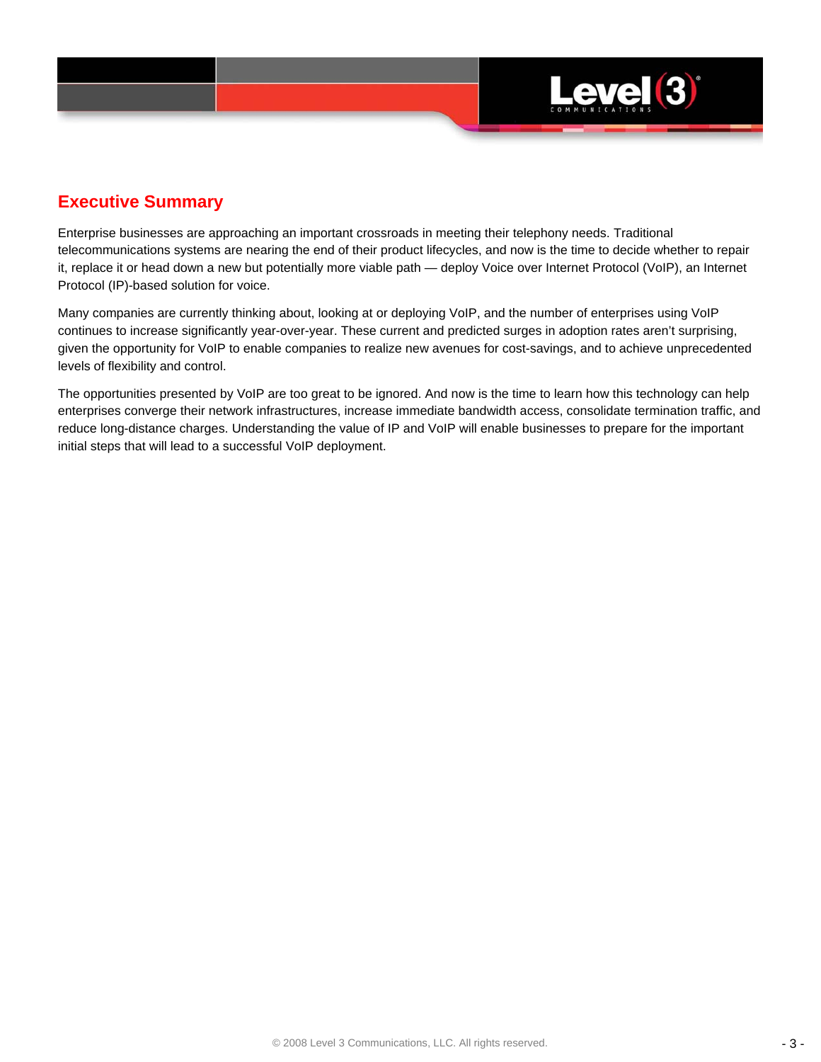## Executive Summary

Enterprise businesses are approaching an important crossroads in meeting their telephony needs. Traditional telecommunications systems are nearing the end of their product lifecycles, and now is the time to decide whether to repair it, replace it or head down a new but potentially more viable path — deploy Voice over Internet Protocol (VoIP), an Internet Protocol (IP)-based solution for voice.

Many companies are currently thinking about, looking at or deploying VoIP, and the number of enterprises using VoIP continues to increase significantly year-over-year. These current and predicted surges in adoption rates aren't surprising, given the opportunity for VoIP to enable companies to realize new avenues for cost-savings, and to achieve unprecedented levels of flexibility and control.

The opportunities presented by VoIP are too great to be ignored. And now is the time to learn how this technology can help enterprises converge their network infrastructures, increase immediate bandwidth access, consolidate termination traffic, and reduce long-distance charges. Understanding the value of IP and VoIP will enable businesses to prepare for the important initial steps that will lead to a successful VoIP deployment.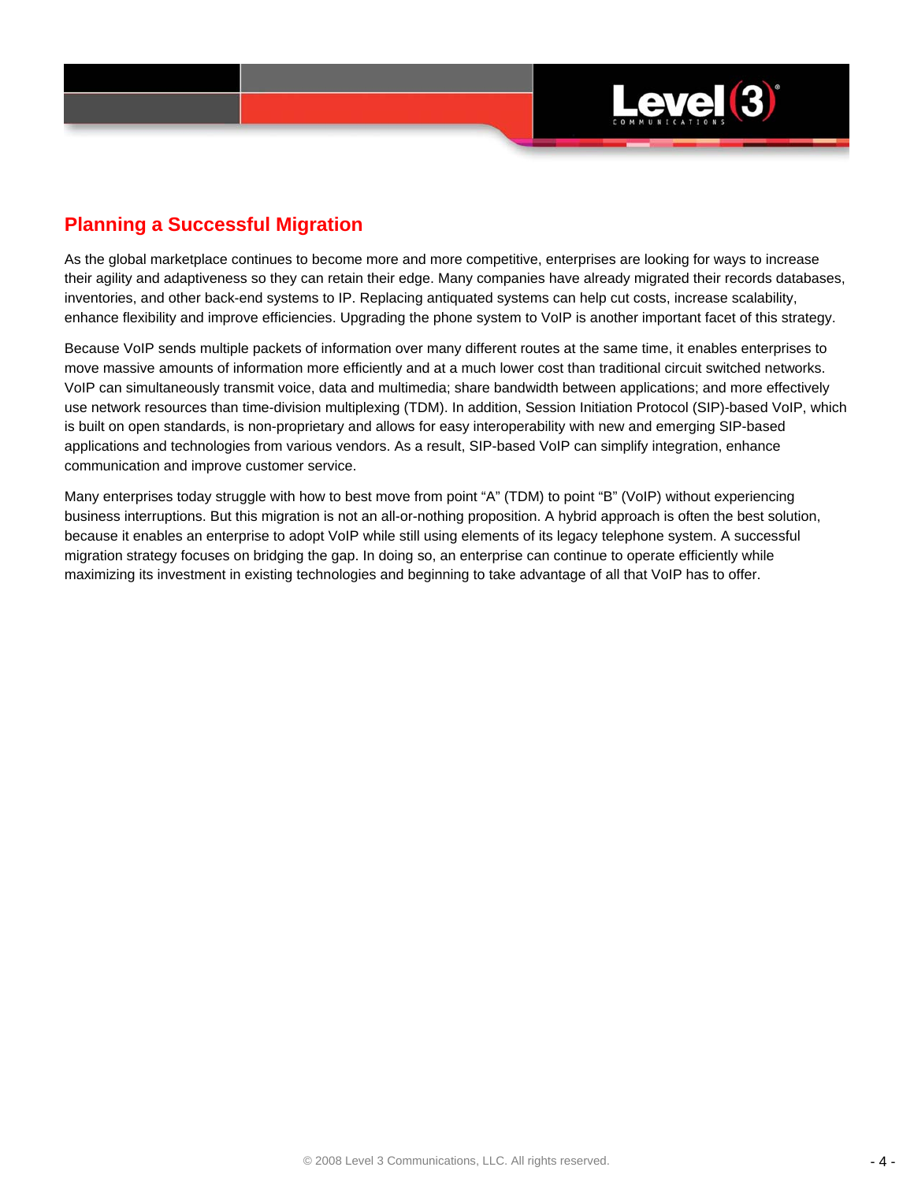## Planning a Successful Migration

As the global marketplace continues to become more and more competitive, enterprises are looking for ways to increase their agility and adaptiveness so they can retain their edge. Many companies have already migrated their records databases, inventories, and other back-end systems to IP. Replacing antiquated systems can help cut costs, increase scalability, enhance flexibility and improve efficiencies. Upgrading the phone system to VoIP is another important facet of this strategy.

Because VoIP sends multiple packets of information over many different routes at the same time, it enables enterprises to move massive amounts of information more efficiently and at a much lower cost than traditional circuit switched networks. VoIP can simultaneously transmit voice, data and multimedia; share bandwidth between applications; and more effectively use network resources than time-division multiplexing (TDM). In addition, Session Initiation Protocol (SIP)-based VoIP, which is built on open standards, is non-proprietary and allows for easy interoperability with new and emerging SIP-based applications and technologies from various vendors. As a result, SIP-based VoIP can simplify integration, enhance communication and improve customer service.

Many enterprises today struggle with how to best move from point “A” (TDM) to point “B” (VoIP) without experiencing business interruptions. But this migration is not an all-or-nothing proposition. A hybrid approach is often the best solution, because it enables an enterprise to adopt VoIP while still using elements of its legacy telephone system. A successful migration strategy focuses on bridging the gap. In doing so, an enterprise can continue to operate efficiently while maximizing its investment in existing technologies and beginning to take advantage of all that VoIP has to offer.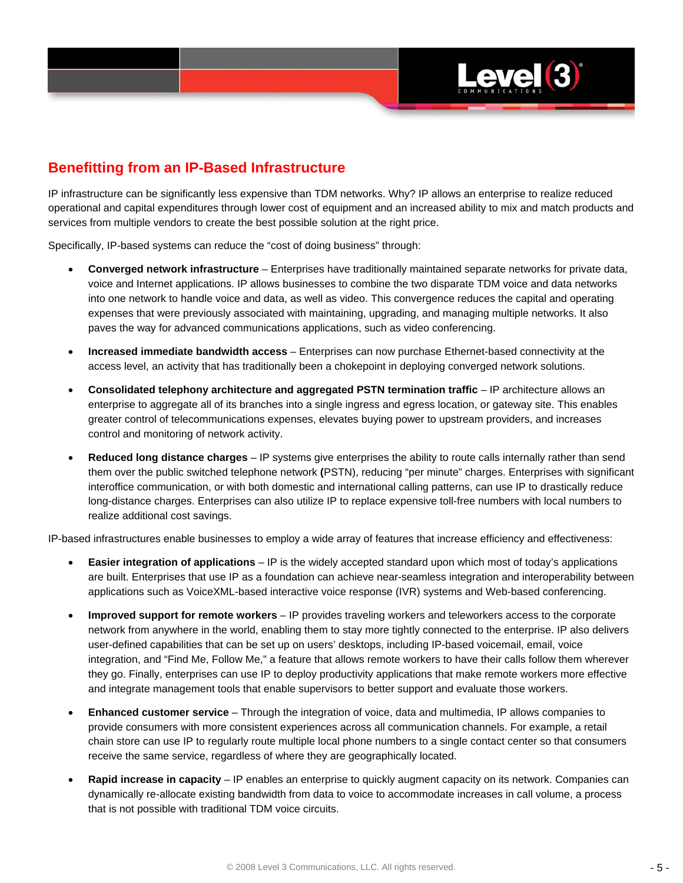## Benefitting from an IP-Based Infrastructure

IP infrastructure can be significantly less expensive than TDM networks. Why? IP allows an enterprise to realize reduced operational and capital expenditures through lower cost of equipment and an increased ability to mix and match products and services from multiple vendors to create the best possible solution at the right price.

Specifically, IP-based systems can reduce the "cost of doing business" through:

- **Converged network infrastructure** – Enterprises have traditionally maintained separate networks for private data, voice and Internet applications. IP allows businesses to combine the two disparate TDM voice and data networks into one network to handle voice and data, as well as video. This convergence reduces the capital and operating expenses that were previously associated with maintaining, upgrading, and managing multiple networks. It also paves the way for advanced communications applications, such as video conferencing.

- **Increased immediate bandwidth access** – Enterprises can now purchase Ethernet-based connectivity at the access level, an activity that has traditionally been a chokepoint in deploying converged network solutions.

- **Consolidated telephony architecture and aggregated PSTN termination traffic** – IP architecture allows an enterprise to aggregate all of its branches into a single ingress and egress location, or gateway site. This enables greater control of telecommunications expenses, elevates buying power to upstream providers, and increases control and monitoring of network activity.

- **Reduced long distance charges** – IP systems give enterprises the ability to route calls internally rather than send them over the public switched telephone network **(**PSTN), reducing "per minute" charges. Enterprises with significant interoffice communication, or with both domestic and international calling patterns, can use IP to drastically reduce long-distance charges. Enterprises can also utilize IP to replace expensive toll-free numbers with local numbers to realize additional cost savings.

IP-based infrastructures enable businesses to employ a wide array of features that increase efficiency and effectiveness:

- **Easier integration of applications** – IP is the widely accepted standard upon which most of today's applications are built. Enterprises that use IP as a foundation can achieve near-seamless integration and interoperability between applications such as VoiceXML-based interactive voice response (IVR) systems and Web-based conferencing.

- **Improved support for remote workers** – IP provides traveling workers and teleworkers access to the corporate network from anywhere in the world, enabling them to stay more tightly connected to the enterprise. IP also delivers user-defined capabilities that can be set up on users' desktops, including IP-based voicemail, email, voice integration, and "Find Me, Follow Me," a feature that allows remote workers to have their calls follow them wherever they go. Finally, enterprises can use IP to deploy productivity applications that make remote workers more effective and integrate management tools that enable supervisors to better support and evaluate those workers.

- **Enhanced customer service** – Through the integration of voice, data and multimedia, IP allows companies to provide consumers with more consistent experiences across all communication channels. For example, a retail chain store can use IP to regularly route multiple local phone numbers to a single contact center so that consumers receive the same service, regardless of where they are geographically located.

- **Rapid increase in capacity** – IP enables an enterprise to quickly augment capacity on its network. Companies can dynamically re-allocate existing bandwidth from data to voice to accommodate increases in call volume, a process that is not possible with traditional TDM voice circuits.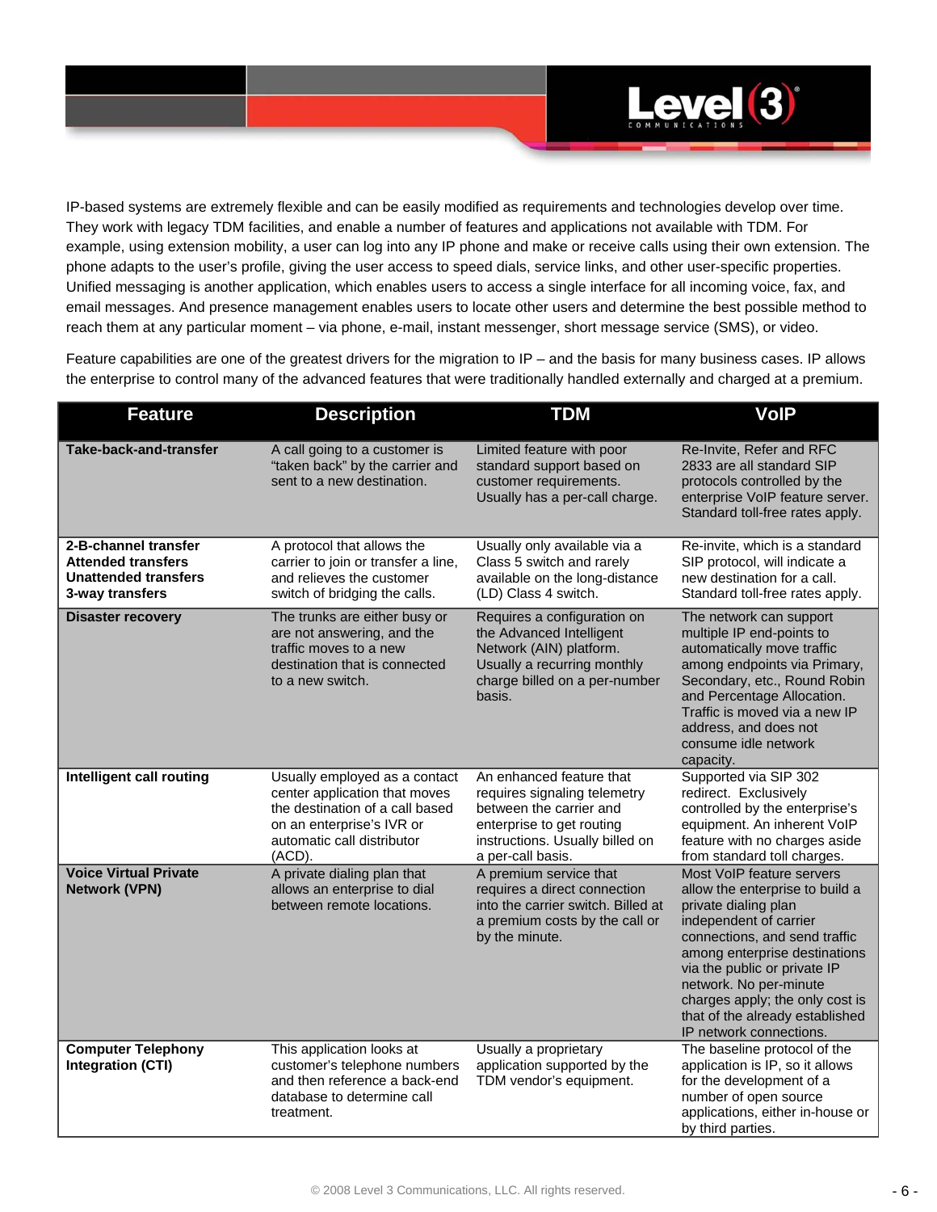IP-based systems are extremely flexible and can be easily modified as requirements and technologies develop over time. They work with legacy TDM facilities, and enable a number of features and applications not available with TDM. For example, using extension mobility, a user can log into any IP phone and make or receive calls using their own extension. The phone adapts to the user's profile, giving the user access to speed dials, service links, and other user-specific properties. Unified messaging is another application, which enables users to access a single interface for all incoming voice, fax, and email messages. And presence management enables users to locate other users and determine the best possible method to reach them at any particular moment – via phone, e-mail, instant messenger, short message service (SMS), or video.

Feature capabilities are one of the greatest drivers for the migration to IP – and the basis for many business cases. IP allows the enterprise to control many of the advanced features that were traditionally handled externally and charged at a premium.

| Feature | Description | TDM | VoIP |
|---|---|---|---|
| **Take-back-and-transfer** | A call going to a customer is "taken back" by the carrier and sent to a new destination. | Limited feature with poor standard support based on customer requirements. Usually has a per-call charge. | Re-Invite, Refer and RFC 2833 are all standard SIP protocols controlled by the enterprise VoIP feature server. Standard toll-free rates apply. |
| **2-B-channel transfer**<br>**Attended transfers**<br>**Unattended transfers**<br>**3-way transfers** | A protocol that allows the carrier to join or transfer a line, and relieves the customer switch of bridging the calls. | Usually only available via a Class 5 switch and rarely available on the long-distance (LD) Class 4 switch. | Re-invite, which is a standard SIP protocol, will indicate a new destination for a call. Standard toll-free rates apply. |
| **Disaster recovery** | The trunks are either busy or are not answering, and the traffic moves to a new destination that is connected to a new switch. | Requires a configuration on the Advanced Intelligent Network (AIN) platform. Usually a recurring monthly charge billed on a per-number basis. | The network can support multiple IP end-points to automatically move traffic among endpoints via Primary, Secondary, etc., Round Robin and Percentage Allocation. Traffic is moved via a new IP address, and does not consume idle network capacity. |
| **Intelligent call routing** | Usually employed as a contact center application that moves the destination of a call based on an enterprise's IVR or automatic call distributor (ACD). | An enhanced feature that requires signaling telemetry between the carrier and enterprise to get routing instructions. Usually billed on a per-call basis. | Supported via SIP 302 redirect. Exclusively controlled by the enterprise's equipment. An inherent VoIP feature with no charges aside from standard toll charges. |
| **Voice Virtual Private Network (VPN)** | A private dialing plan that allows an enterprise to dial between remote locations. | A premium service that requires a direct connection into the carrier switch. Billed at a premium costs by the call or by the minute. | Most VoIP feature servers allow the enterprise to build a private dialing plan independent of carrier connections, and send traffic among enterprise destinations via the public or private IP network. No per-minute charges apply; the only cost is that of the already established IP network connections. |
| **Computer Telephony Integration (CTI)** | This application looks at customer's telephone numbers and then reference a back-end database to determine call treatment. | Usually a proprietary application supported by the TDM vendor's equipment. | The baseline protocol of the application is IP, so it allows for the development of a number of open source applications, either in-house or by third parties. |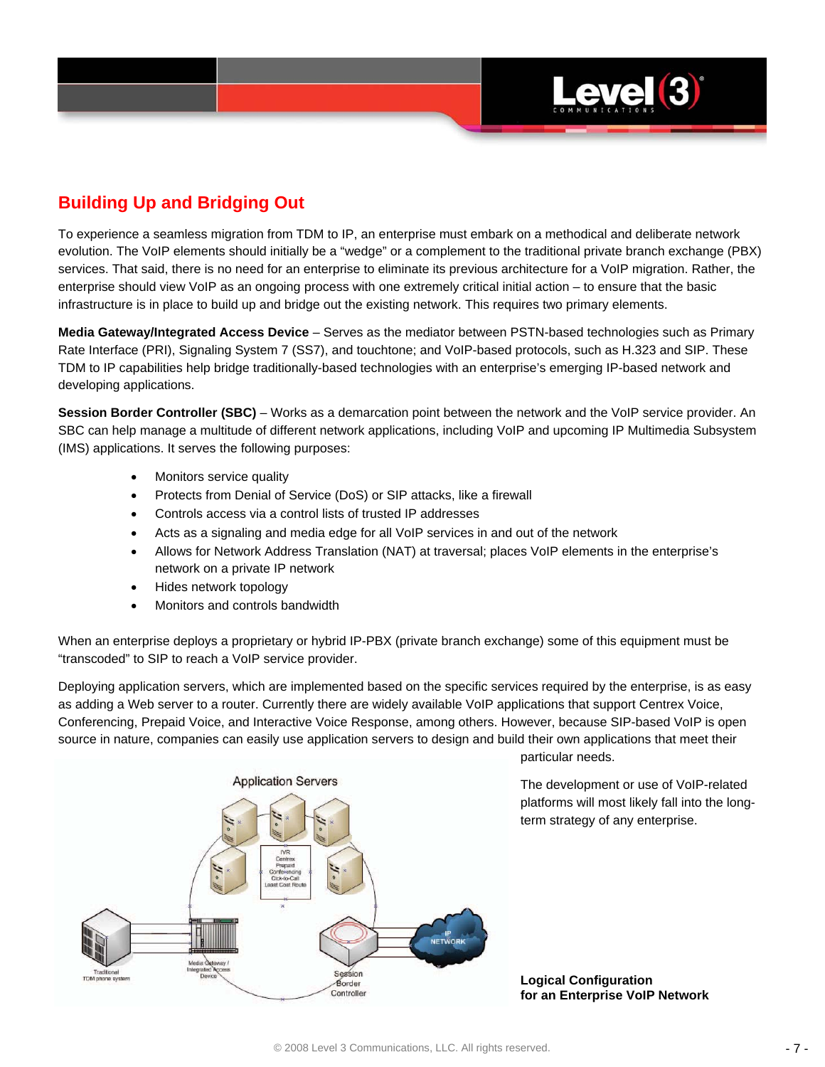## Building Up and Bridging Out

To experience a seamless migration from TDM to IP, an enterprise must embark on a methodical and deliberate network evolution. The VoIP elements should initially be a "wedge" or a complement to the traditional private branch exchange (PBX) services. That said, there is no need for an enterprise to eliminate its previous architecture for a VoIP migration. Rather, the enterprise should view VoIP as an ongoing process with one extremely critical initial action – to ensure that the basic infrastructure is in place to build up and bridge out the existing network. This requires two primary elements.

**Media Gateway/Integrated Access Device** – Serves as the mediator between PSTN-based technologies such as Primary Rate Interface (PRI), Signaling System 7 (SS7), and touchtone; and VoIP-based protocols, such as H.323 and SIP. These TDM to IP capabilities help bridge traditionally-based technologies with an enterprise's emerging IP-based network and developing applications.

**Session Border Controller (SBC)** – Works as a demarcation point between the network and the VoIP service provider. An SBC can help manage a multitude of different network applications, including VoIP and upcoming IP Multimedia Subsystem (IMS) applications. It serves the following purposes:

- Monitors service quality
- Protects from Denial of Service (DoS) or SIP attacks, like a firewall
- Controls access via a control lists of trusted IP addresses
- Acts as a signaling and media edge for all VoIP services in and out of the network
- Allows for Network Address Translation (NAT) at traversal; places VoIP elements in the enterprise's network on a private IP network
- Hides network topology
- Monitors and controls bandwidth

When an enterprise deploys a proprietary or hybrid IP-PBX (private branch exchange) some of this equipment must be "transcoded" to SIP to reach a VoIP service provider.

Deploying application servers, which are implemented based on the specific services required by the enterprise, is as easy as adding a Web server to a router. Currently there are widely available VoIP applications that support Centrex Voice, Conferencing, Prepaid Voice, and Interactive Voice Response, among others. However, because SIP-based VoIP is open source in nature, companies can easily use application servers to design and build their own applications that meet their particular needs.

The development or use of VoIP-related platforms will most likely fall into the long-term strategy of any enterprise.

**Logical Configuration for an Enterprise VoIP Network**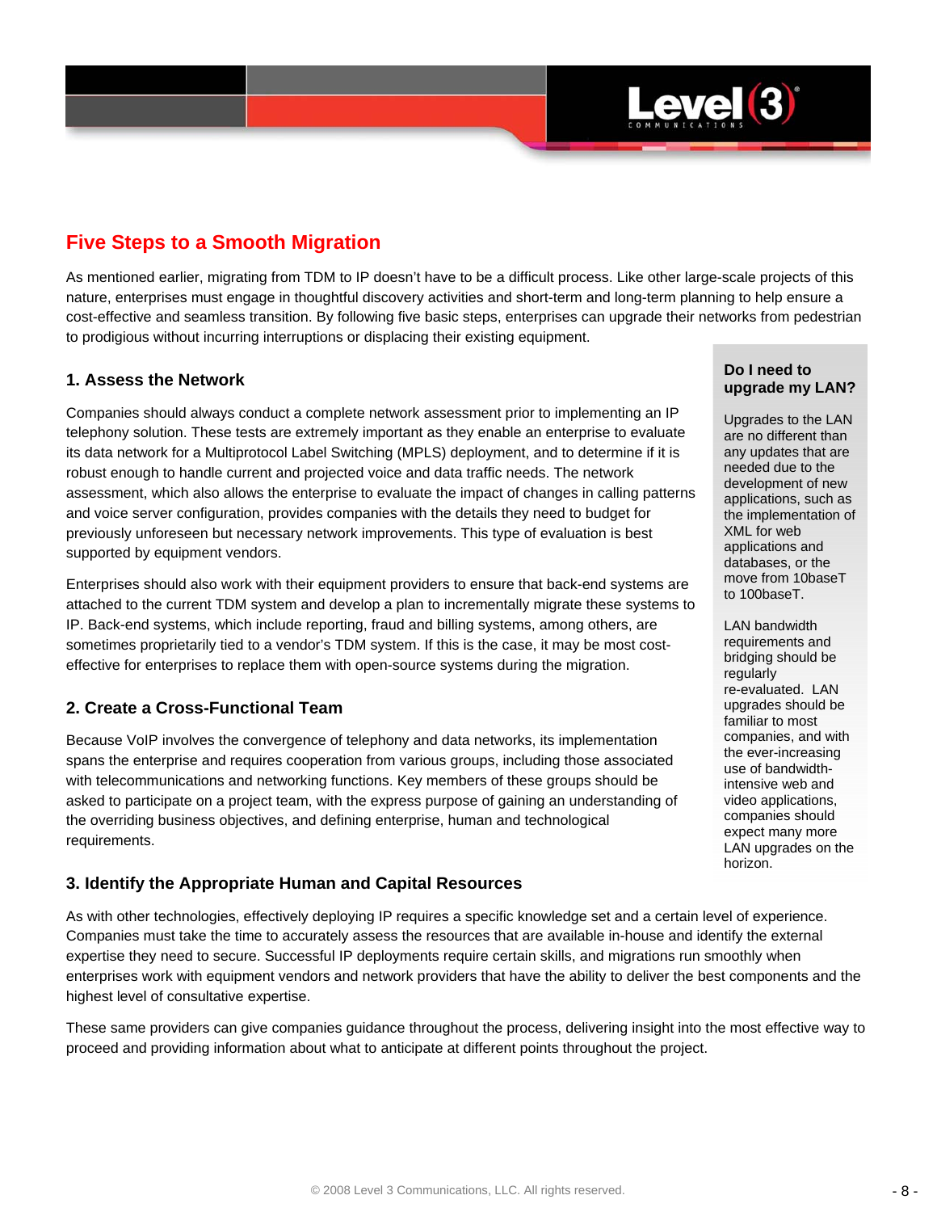## Five Steps to a Smooth Migration

As mentioned earlier, migrating from TDM to IP doesn't have to be a difficult process. Like other large-scale projects of this nature, enterprises must engage in thoughtful discovery activities and short-term and long-term planning to help ensure a cost-effective and seamless transition. By following five basic steps, enterprises can upgrade their networks from pedestrian to prodigious without incurring interruptions or displacing their existing equipment.

### 1. Assess the Network

Companies should always conduct a complete network assessment prior to implementing an IP telephony solution. These tests are extremely important as they enable an enterprise to evaluate its data network for a Multiprotocol Label Switching (MPLS) deployment, and to determine if it is robust enough to handle current and projected voice and data traffic needs. The network assessment, which also allows the enterprise to evaluate the impact of changes in calling patterns and voice server configuration, provides companies with the details they need to budget for previously unforeseen but necessary network improvements. This type of evaluation is best supported by equipment vendors.

Enterprises should also work with their equipment providers to ensure that back-end systems are attached to the current TDM system and develop a plan to incrementally migrate these systems to IP. Back-end systems, which include reporting, fraud and billing systems, among others, are sometimes proprietarily tied to a vendor's TDM system. If this is the case, it may be most cost-effective for enterprises to replace them with open-source systems during the migration.

### 2. Create a Cross-Functional Team

Because VoIP involves the convergence of telephony and data networks, its implementation spans the enterprise and requires cooperation from various groups, including those associated with telecommunications and networking functions. Key members of these groups should be asked to participate on a project team, with the express purpose of gaining an understanding of the overriding business objectives, and defining enterprise, human and technological requirements.

### 3. Identify the Appropriate Human and Capital Resources

As with other technologies, effectively deploying IP requires a specific knowledge set and a certain level of experience. Companies must take the time to accurately assess the resources that are available in-house and identify the external expertise they need to secure. Successful IP deployments require certain skills, and migrations run smoothly when enterprises work with equipment vendors and network providers that have the ability to deliver the best components and the highest level of consultative expertise.

These same providers can give companies guidance throughout the process, delivering insight into the most effective way to proceed and providing information about what to anticipate at different points throughout the project.

**Do I need to upgrade my LAN?**

Upgrades to the LAN are no different than any updates that are needed due to the development of new applications, such as the implementation of XML for web applications and databases, or the move from 10baseT to 100baseT.

LAN bandwidth requirements and bridging should be regularly re-evaluated. LAN upgrades should be familiar to most companies, and with the ever-increasing use of bandwidth-intensive web and video applications, companies should expect many more LAN upgrades on the horizon.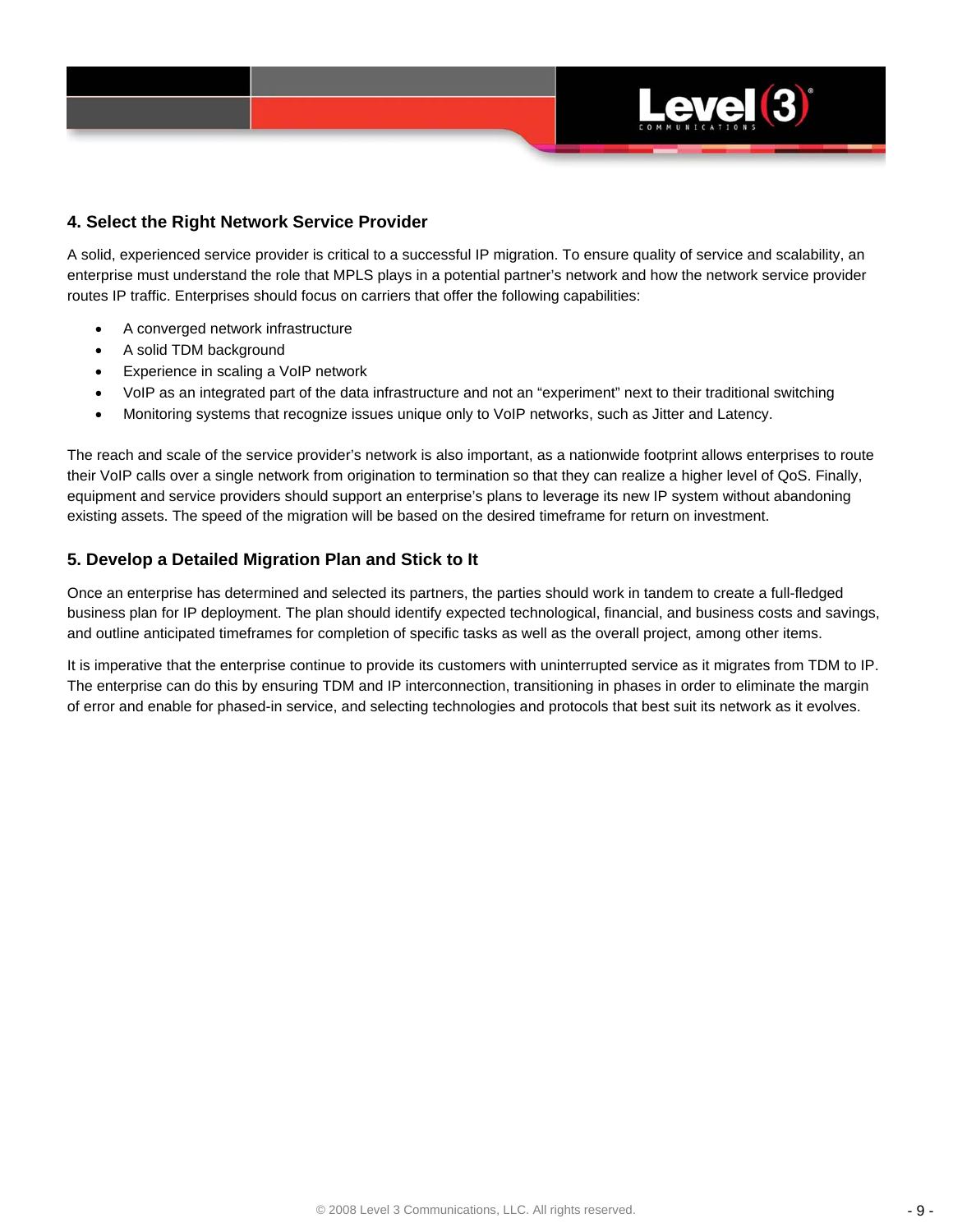## 4. Select the Right Network Service Provider

A solid, experienced service provider is critical to a successful IP migration. To ensure quality of service and scalability, an enterprise must understand the role that MPLS plays in a potential partner's network and how the network service provider routes IP traffic. Enterprises should focus on carriers that offer the following capabilities:

- A converged network infrastructure
- A solid TDM background
- Experience in scaling a VoIP network
- VoIP as an integrated part of the data infrastructure and not an "experiment" next to their traditional switching
- Monitoring systems that recognize issues unique only to VoIP networks, such as Jitter and Latency.

The reach and scale of the service provider's network is also important, as a nationwide footprint allows enterprises to route their VoIP calls over a single network from origination to termination so that they can realize a higher level of QoS. Finally, equipment and service providers should support an enterprise's plans to leverage its new IP system without abandoning existing assets. The speed of the migration will be based on the desired timeframe for return on investment.

## 5. Develop a Detailed Migration Plan and Stick to It

Once an enterprise has determined and selected its partners, the parties should work in tandem to create a full-fledged business plan for IP deployment. The plan should identify expected technological, financial, and business costs and savings, and outline anticipated timeframes for completion of specific tasks as well as the overall project, among other items.

It is imperative that the enterprise continue to provide its customers with uninterrupted service as it migrates from TDM to IP. The enterprise can do this by ensuring TDM and IP interconnection, transitioning in phases in order to eliminate the margin of error and enable for phased-in service, and selecting technologies and protocols that best suit its network as it evolves.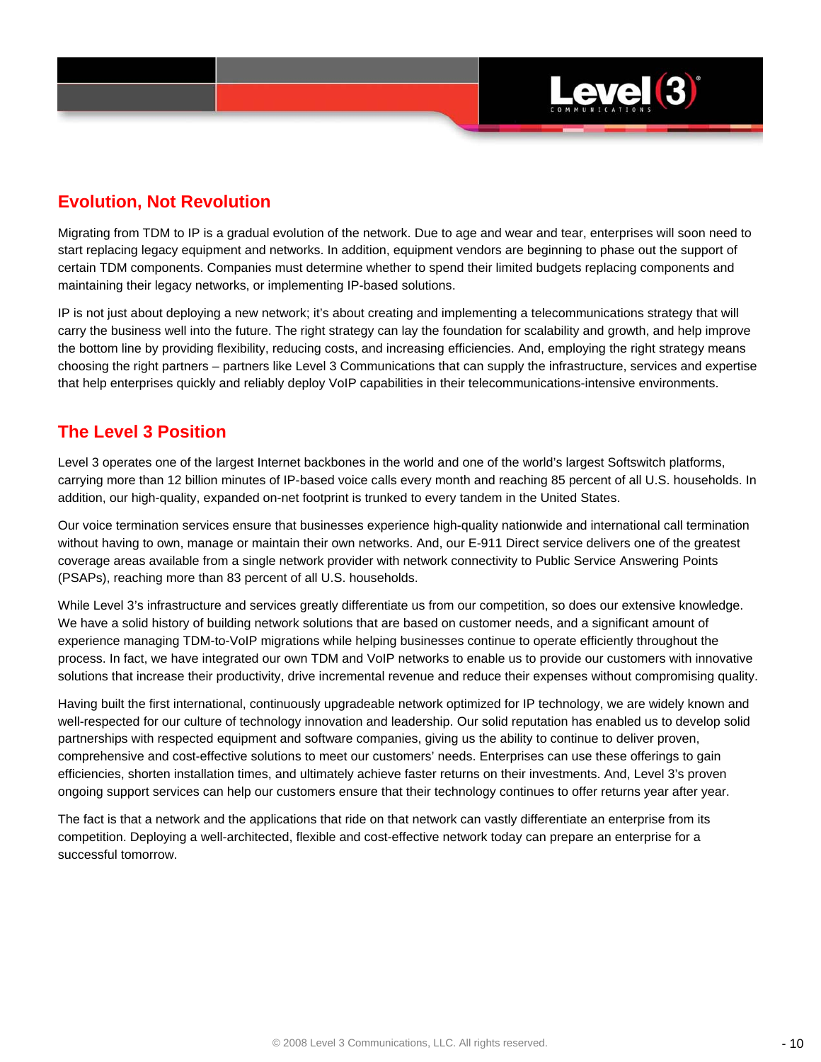## Evolution, Not Revolution

Migrating from TDM to IP is a gradual evolution of the network. Due to age and wear and tear, enterprises will soon need to start replacing legacy equipment and networks. In addition, equipment vendors are beginning to phase out the support of certain TDM components. Companies must determine whether to spend their limited budgets replacing components and maintaining their legacy networks, or implementing IP-based solutions.

IP is not just about deploying a new network; it's about creating and implementing a telecommunications strategy that will carry the business well into the future. The right strategy can lay the foundation for scalability and growth, and help improve the bottom line by providing flexibility, reducing costs, and increasing efficiencies. And, employing the right strategy means choosing the right partners – partners like Level 3 Communications that can supply the infrastructure, services and expertise that help enterprises quickly and reliably deploy VoIP capabilities in their telecommunications-intensive environments.

## The Level 3 Position

Level 3 operates one of the largest Internet backbones in the world and one of the world's largest Softswitch platforms, carrying more than 12 billion minutes of IP-based voice calls every month and reaching 85 percent of all U.S. households. In addition, our high-quality, expanded on-net footprint is trunked to every tandem in the United States.

Our voice termination services ensure that businesses experience high-quality nationwide and international call termination without having to own, manage or maintain their own networks. And, our E-911 Direct service delivers one of the greatest coverage areas available from a single network provider with network connectivity to Public Service Answering Points (PSAPs), reaching more than 83 percent of all U.S. households.

While Level 3's infrastructure and services greatly differentiate us from our competition, so does our extensive knowledge. We have a solid history of building network solutions that are based on customer needs, and a significant amount of experience managing TDM-to-VoIP migrations while helping businesses continue to operate efficiently throughout the process. In fact, we have integrated our own TDM and VoIP networks to enable us to provide our customers with innovative solutions that increase their productivity, drive incremental revenue and reduce their expenses without compromising quality.

Having built the first international, continuously upgradeable network optimized for IP technology, we are widely known and well-respected for our culture of technology innovation and leadership. Our solid reputation has enabled us to develop solid partnerships with respected equipment and software companies, giving us the ability to continue to deliver proven, comprehensive and cost-effective solutions to meet our customers' needs. Enterprises can use these offerings to gain efficiencies, shorten installation times, and ultimately achieve faster returns on their investments. And, Level 3's proven ongoing support services can help our customers ensure that their technology continues to offer returns year after year.

The fact is that a network and the applications that ride on that network can vastly differentiate an enterprise from its competition. Deploying a well-architected, flexible and cost-effective network today can prepare an enterprise for a successful tomorrow.